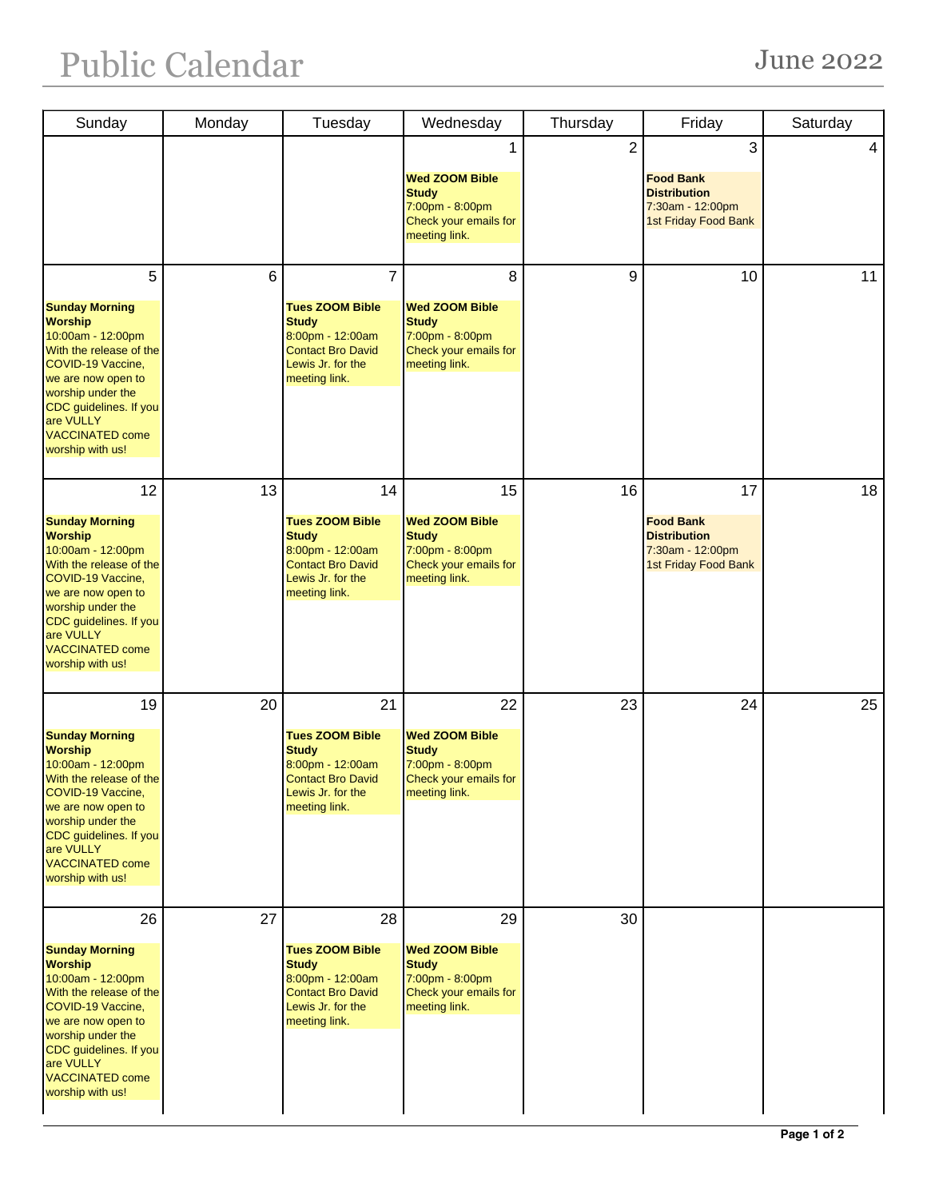# Public Calendar

June 2022

| Sunday | Monday | Tuesday | Wednesday | Thursday | Friday | Saturday |
|---|---|---|---|---|---|---|
| | | | 1<br>**Wed ZOOM Bible Study**<br>7:00pm - 8:00pm<br>Check your emails for meeting link. | 2 | 3<br>**Food Bank Distribution**<br>7:30am - 12:00pm<br>1st Friday Food Bank | 4 |
| 5<br>**Sunday Morning Worship**<br>10:00am - 12:00pm<br>With the release of the COVID-19 Vaccine, we are now open to worship under the CDC guidelines. If you are VULLY VACCINATED come worship with us! | 6 | 7<br>**Tues ZOOM Bible Study**<br>8:00pm - 12:00am<br>Contact Bro David Lewis Jr. for the meeting link. | 8<br>**Wed ZOOM Bible Study**<br>7:00pm - 8:00pm<br>Check your emails for meeting link. | 9 | 10 | 11 |
| 12<br>**Sunday Morning Worship**<br>10:00am - 12:00pm<br>With the release of the COVID-19 Vaccine, we are now open to worship under the CDC guidelines. If you are VULLY VACCINATED come worship with us! | 13 | 14<br>**Tues ZOOM Bible Study**<br>8:00pm - 12:00am<br>Contact Bro David Lewis Jr. for the meeting link. | 15<br>**Wed ZOOM Bible Study**<br>7:00pm - 8:00pm<br>Check your emails for meeting link. | 16 | 17<br>**Food Bank Distribution**<br>7:30am - 12:00pm<br>1st Friday Food Bank | 18 |
| 19<br>**Sunday Morning Worship**<br>10:00am - 12:00pm<br>With the release of the COVID-19 Vaccine, we are now open to worship under the CDC guidelines. If you are VULLY VACCINATED come worship with us! | 20 | 21<br>**Tues ZOOM Bible Study**<br>8:00pm - 12:00am<br>Contact Bro David Lewis Jr. for the meeting link. | 22<br>**Wed ZOOM Bible Study**<br>7:00pm - 8:00pm<br>Check your emails for meeting link. | 23 | 24 | 25 |
| 26<br>**Sunday Morning Worship**<br>10:00am - 12:00pm<br>With the release of the COVID-19 Vaccine, we are now open to worship under the CDC guidelines. If you are VULLY VACCINATED come worship with us! | 27 | 28<br>**Tues ZOOM Bible Study**<br>8:00pm - 12:00am<br>Contact Bro David Lewis Jr. for the meeting link. | 29<br>**Wed ZOOM Bible Study**<br>7:00pm - 8:00pm<br>Check your emails for meeting link. | 30 | | |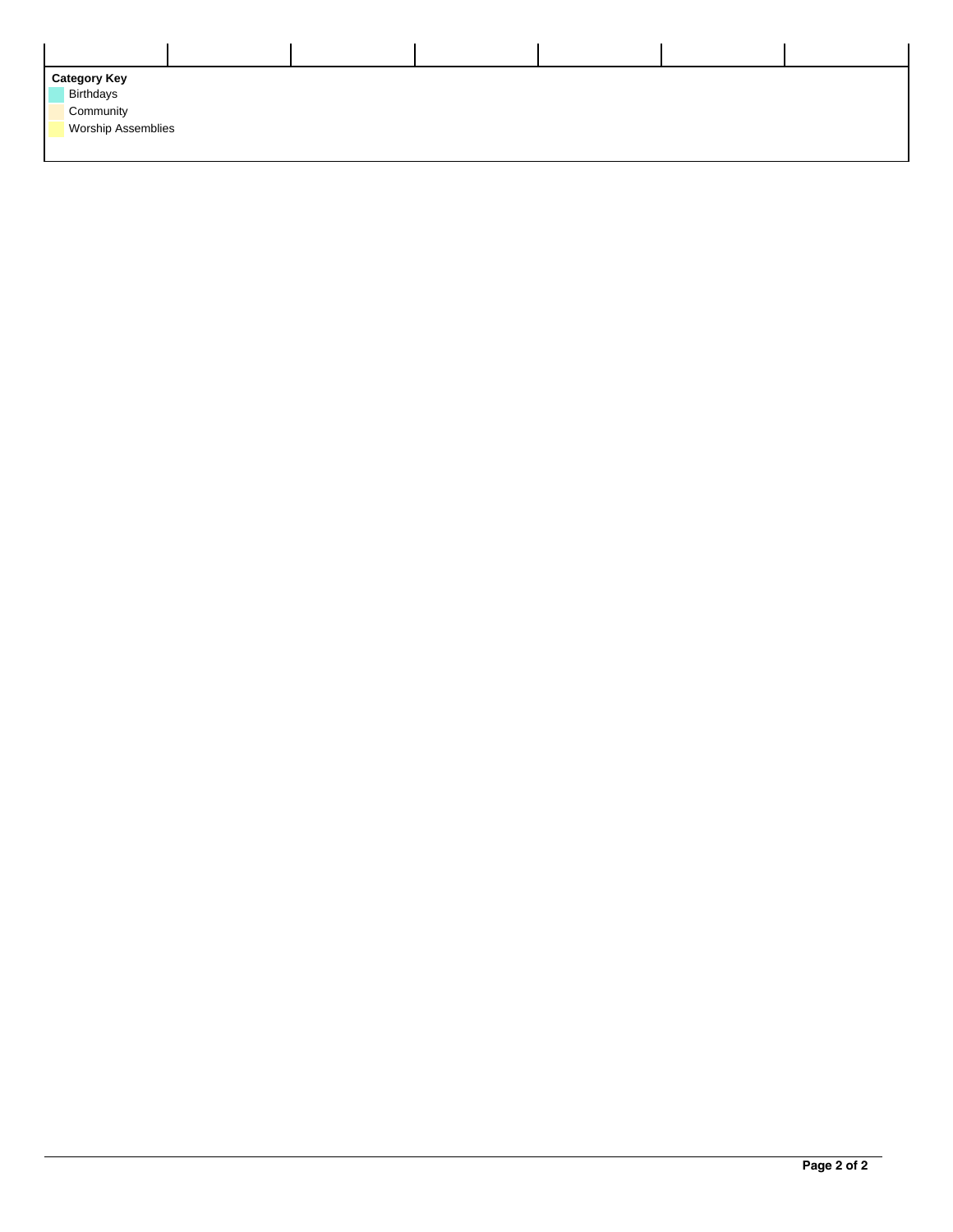**Category Key**

- Birthdays
- Community
- Worship Assemblies